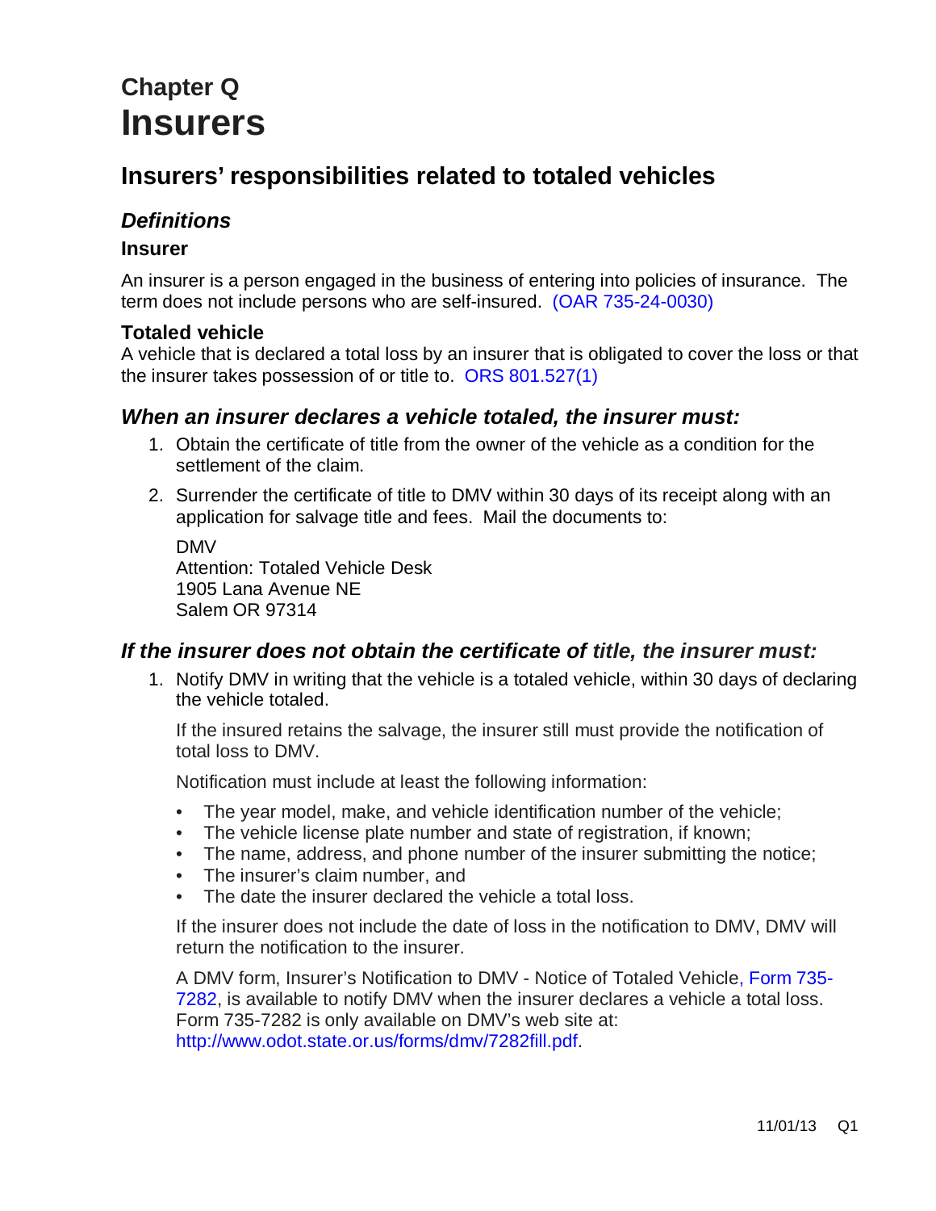# Chapter Q
# Insurers

## Insurers' responsibilities related to totaled vehicles

### *Definitions*

#### Insurer

An insurer is a person engaged in the business of entering into policies of insurance. The term does not include persons who are self-insured. (OAR 735-24-0030)

#### Totaled vehicle

A vehicle that is declared a total loss by an insurer that is obligated to cover the loss or that the insurer takes possession of or title to. ORS 801.527(1)

### *When an insurer declares a vehicle totaled, the insurer must:*

1. Obtain the certificate of title from the owner of the vehicle as a condition for the settlement of the claim.
2. Surrender the certificate of title to DMV within 30 days of its receipt along with an application for salvage title and fees. Mail the documents to:

   DMV
   Attention: Totaled Vehicle Desk
   1905 Lana Avenue NE
   Salem OR 97314

### *If the insurer does not obtain the certificate of title, the insurer must:*

1. Notify DMV in writing that the vehicle is a totaled vehicle, within 30 days of declaring the vehicle totaled.

   If the insured retains the salvage, the insurer still must provide the notification of total loss to DMV.

   Notification must include at least the following information:

   - The year model, make, and vehicle identification number of the vehicle;
   - The vehicle license plate number and state of registration, if known;
   - The name, address, and phone number of the insurer submitting the notice;
   - The insurer's claim number, and
   - The date the insurer declared the vehicle a total loss.

   If the insurer does not include the date of loss in the notification to DMV, DMV will return the notification to the insurer.

   A DMV form, Insurer's Notification to DMV - Notice of Totaled Vehicle, Form 735-7282, is available to notify DMV when the insurer declares a vehicle a total loss. Form 735-7282 is only available on DMV's web site at: http://www.odot.state.or.us/forms/dmv/7282fill.pdf.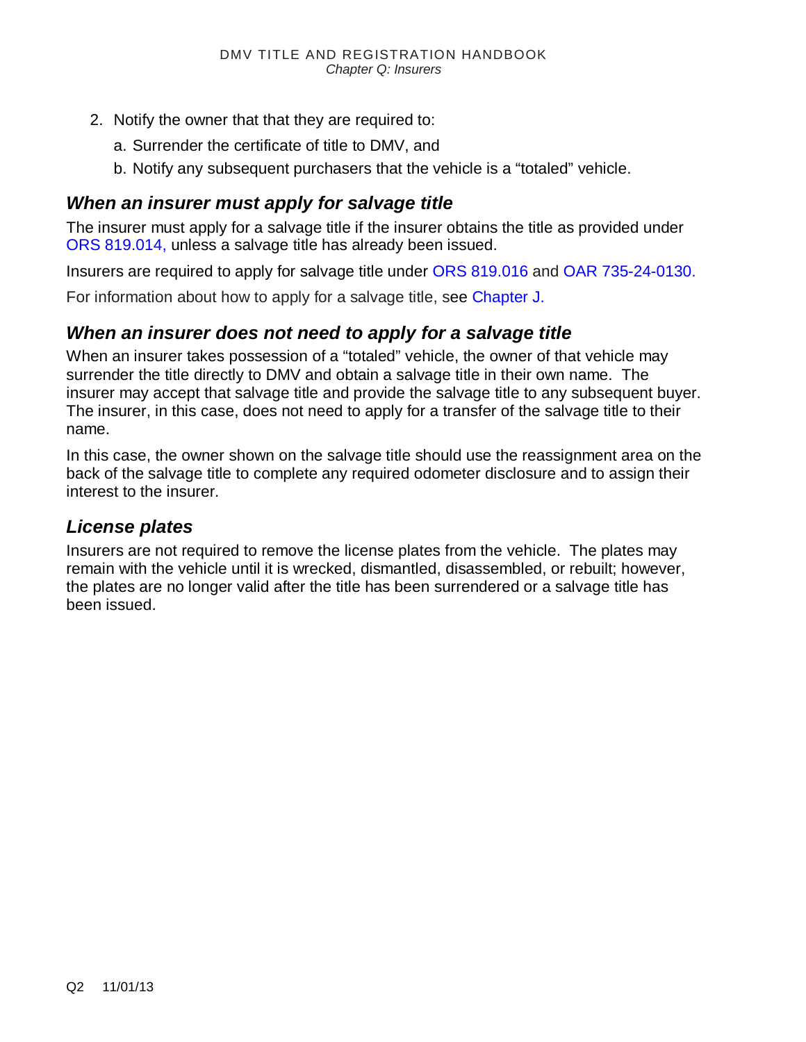2. Notify the owner that that they are required to:
   a. Surrender the certificate of title to DMV, and
   b. Notify any subsequent purchasers that the vehicle is a “totaled” vehicle.

## *When an insurer must apply for salvage title*

The insurer must apply for a salvage title if the insurer obtains the title as provided under ORS 819.014, unless a salvage title has already been issued.

Insurers are required to apply for salvage title under ORS 819.016 and OAR 735-24-0130.

For information about how to apply for a salvage title, see Chapter J.

## *When an insurer does not need to apply for a salvage title*

When an insurer takes possession of a “totaled” vehicle, the owner of that vehicle may surrender the title directly to DMV and obtain a salvage title in their own name. The insurer may accept that salvage title and provide the salvage title to any subsequent buyer. The insurer, in this case, does not need to apply for a transfer of the salvage title to their name.

In this case, the owner shown on the salvage title should use the reassignment area on the back of the salvage title to complete any required odometer disclosure and to assign their interest to the insurer.

## *License plates*

Insurers are not required to remove the license plates from the vehicle. The plates may remain with the vehicle until it is wrecked, dismantled, disassembled, or rebuilt; however, the plates are no longer valid after the title has been surrendered or a salvage title has been issued.